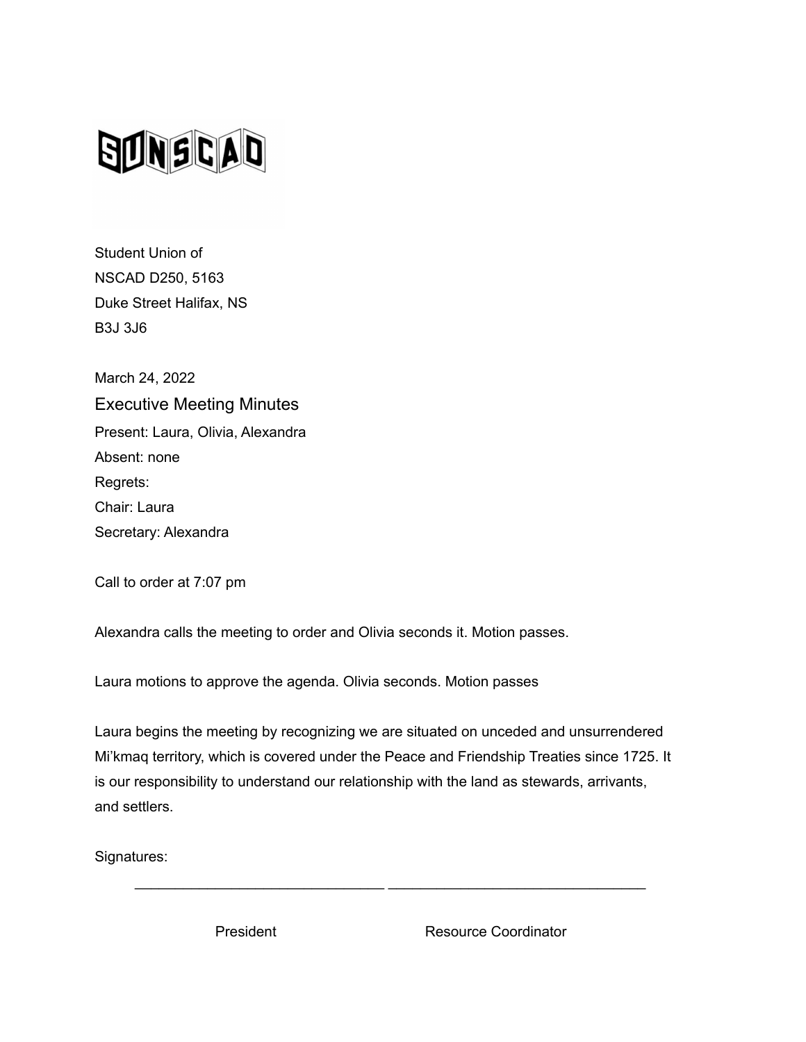SUNSCAD

Student Union of
NSCAD D250, 5163
Duke Street Halifax, NS
B3J 3J6

March 24, 2022

## Executive Meeting Minutes

Present: Laura, Olivia, Alexandra
Absent: none
Regrets:
Chair: Laura
Secretary: Alexandra

Call to order at 7:07 pm

Alexandra calls the meeting to order and Olivia seconds it. Motion passes.

Laura motions to approve the agenda. Olivia seconds. Motion passes

Laura begins the meeting by recognizing we are situated on unceded and unsurrendered Mi'kmaq territory, which is covered under the Peace and Friendship Treaties since 1725. It is our responsibility to understand our relationship with the land as stewards, arrivants, and settlers.

Signatures:

_______________________________ _______________________________

President                    Resource Coordinator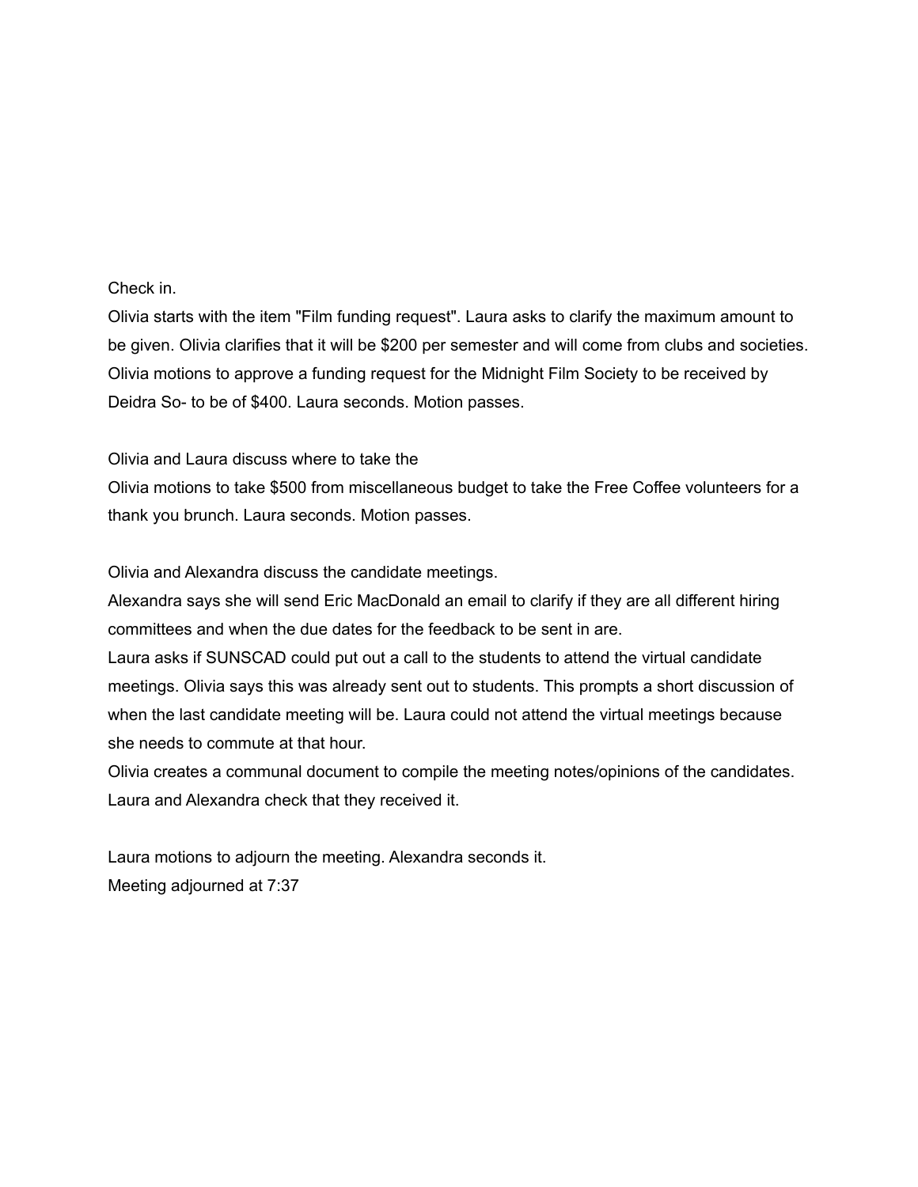Check in.

Olivia starts with the item "Film funding request". Laura asks to clarify the maximum amount to be given. Olivia clarifies that it will be $200 per semester and will come from clubs and societies. Olivia motions to approve a funding request for the Midnight Film Society to be received by Deidra So- to be of $400. Laura seconds. Motion passes.

Olivia and Laura discuss where to take the

Olivia motions to take $500 from miscellaneous budget to take the Free Coffee volunteers for a thank you brunch. Laura seconds. Motion passes.

Olivia and Alexandra discuss the candidate meetings.

Alexandra says she will send Eric MacDonald an email to clarify if they are all different hiring committees and when the due dates for the feedback to be sent in are.

Laura asks if SUNSCAD could put out a call to the students to attend the virtual candidate meetings. Olivia says this was already sent out to students. This prompts a short discussion of when the last candidate meeting will be. Laura could not attend the virtual meetings because she needs to commute at that hour.

Olivia creates a communal document to compile the meeting notes/opinions of the candidates. Laura and Alexandra check that they received it.

Laura motions to adjourn the meeting. Alexandra seconds it.

Meeting adjourned at 7:37